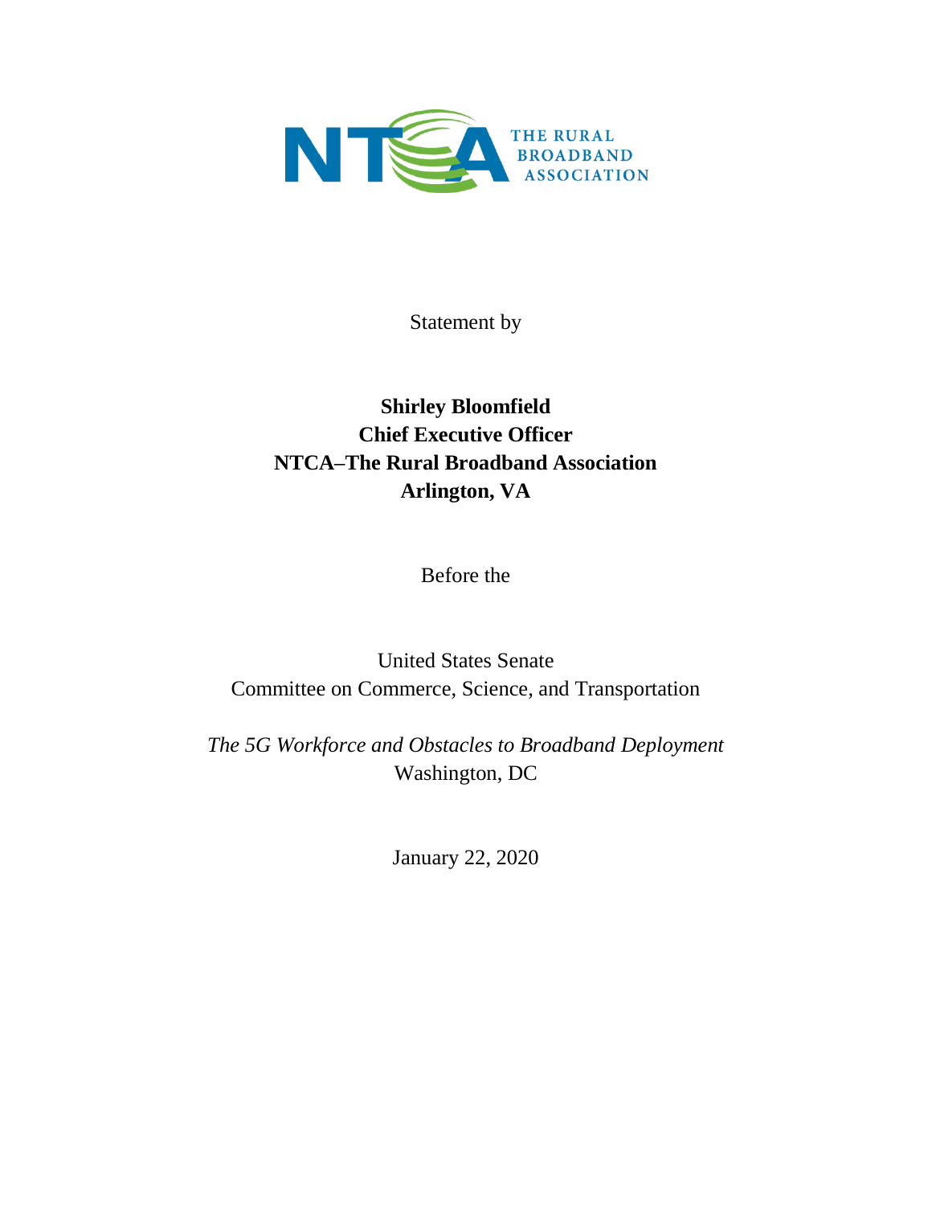NTCA THE RURAL BROADBAND ASSOCIATION

Statement by

**Shirley Bloomfield**
**Chief Executive Officer**
**NTCA–The Rural Broadband Association**
**Arlington, VA**

Before the

United States Senate
Committee on Commerce, Science, and Transportation

*The 5G Workforce and Obstacles to Broadband Deployment*
Washington, DC

January 22, 2020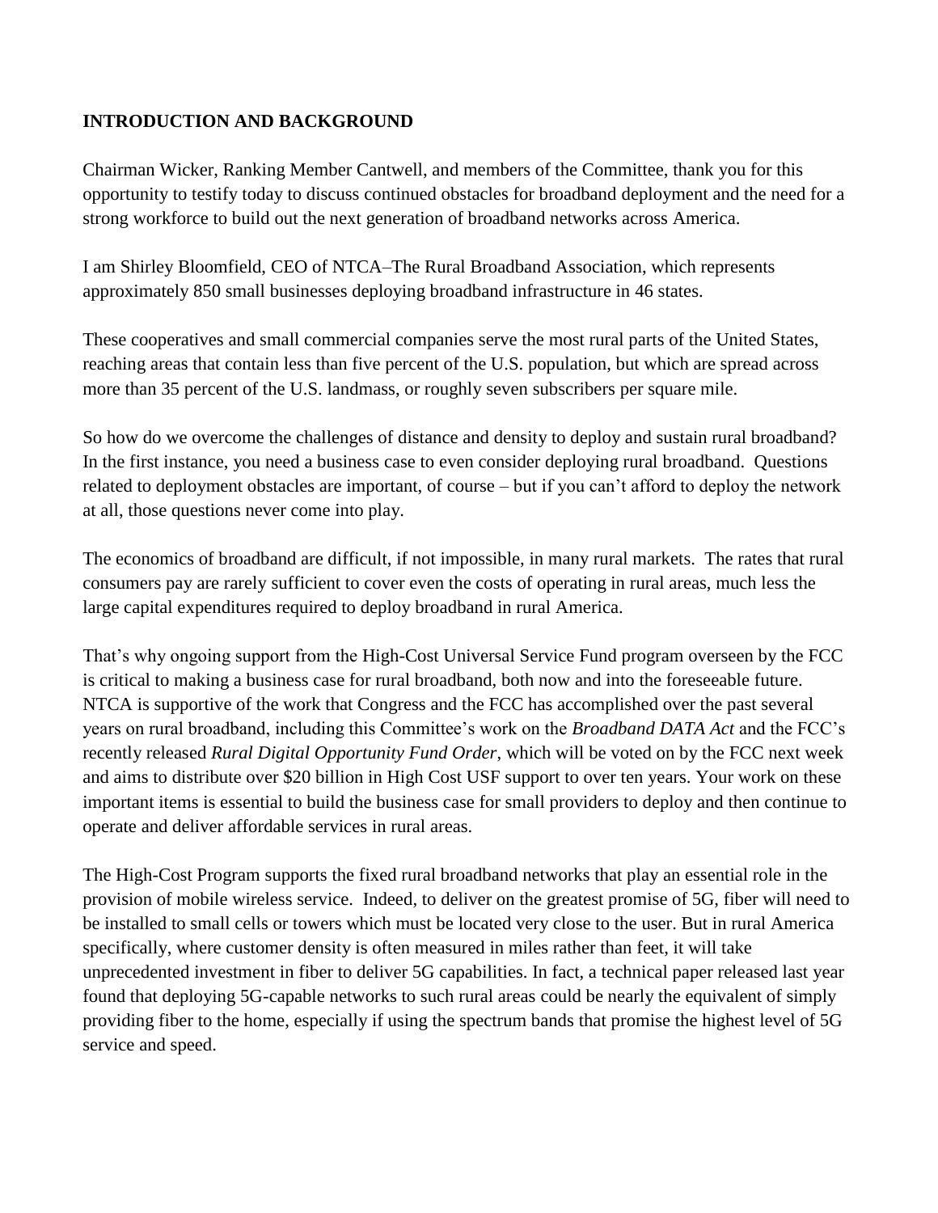## INTRODUCTION AND BACKGROUND

Chairman Wicker, Ranking Member Cantwell, and members of the Committee, thank you for this opportunity to testify today to discuss continued obstacles for broadband deployment and the need for a strong workforce to build out the next generation of broadband networks across America.

I am Shirley Bloomfield, CEO of NTCA–The Rural Broadband Association, which represents approximately 850 small businesses deploying broadband infrastructure in 46 states.

These cooperatives and small commercial companies serve the most rural parts of the United States, reaching areas that contain less than five percent of the U.S. population, but which are spread across more than 35 percent of the U.S. landmass, or roughly seven subscribers per square mile.

So how do we overcome the challenges of distance and density to deploy and sustain rural broadband? In the first instance, you need a business case to even consider deploying rural broadband. Questions related to deployment obstacles are important, of course – but if you can't afford to deploy the network at all, those questions never come into play.

The economics of broadband are difficult, if not impossible, in many rural markets. The rates that rural consumers pay are rarely sufficient to cover even the costs of operating in rural areas, much less the large capital expenditures required to deploy broadband in rural America.

That's why ongoing support from the High-Cost Universal Service Fund program overseen by the FCC is critical to making a business case for rural broadband, both now and into the foreseeable future. NTCA is supportive of the work that Congress and the FCC has accomplished over the past several years on rural broadband, including this Committee's work on the *Broadband DATA Act* and the FCC's recently released *Rural Digital Opportunity Fund Order*, which will be voted on by the FCC next week and aims to distribute over $20 billion in High Cost USF support to over ten years. Your work on these important items is essential to build the business case for small providers to deploy and then continue to operate and deliver affordable services in rural areas.

The High-Cost Program supports the fixed rural broadband networks that play an essential role in the provision of mobile wireless service. Indeed, to deliver on the greatest promise of 5G, fiber will need to be installed to small cells or towers which must be located very close to the user. But in rural America specifically, where customer density is often measured in miles rather than feet, it will take unprecedented investment in fiber to deliver 5G capabilities. In fact, a technical paper released last year found that deploying 5G-capable networks to such rural areas could be nearly the equivalent of simply providing fiber to the home, especially if using the spectrum bands that promise the highest level of 5G service and speed.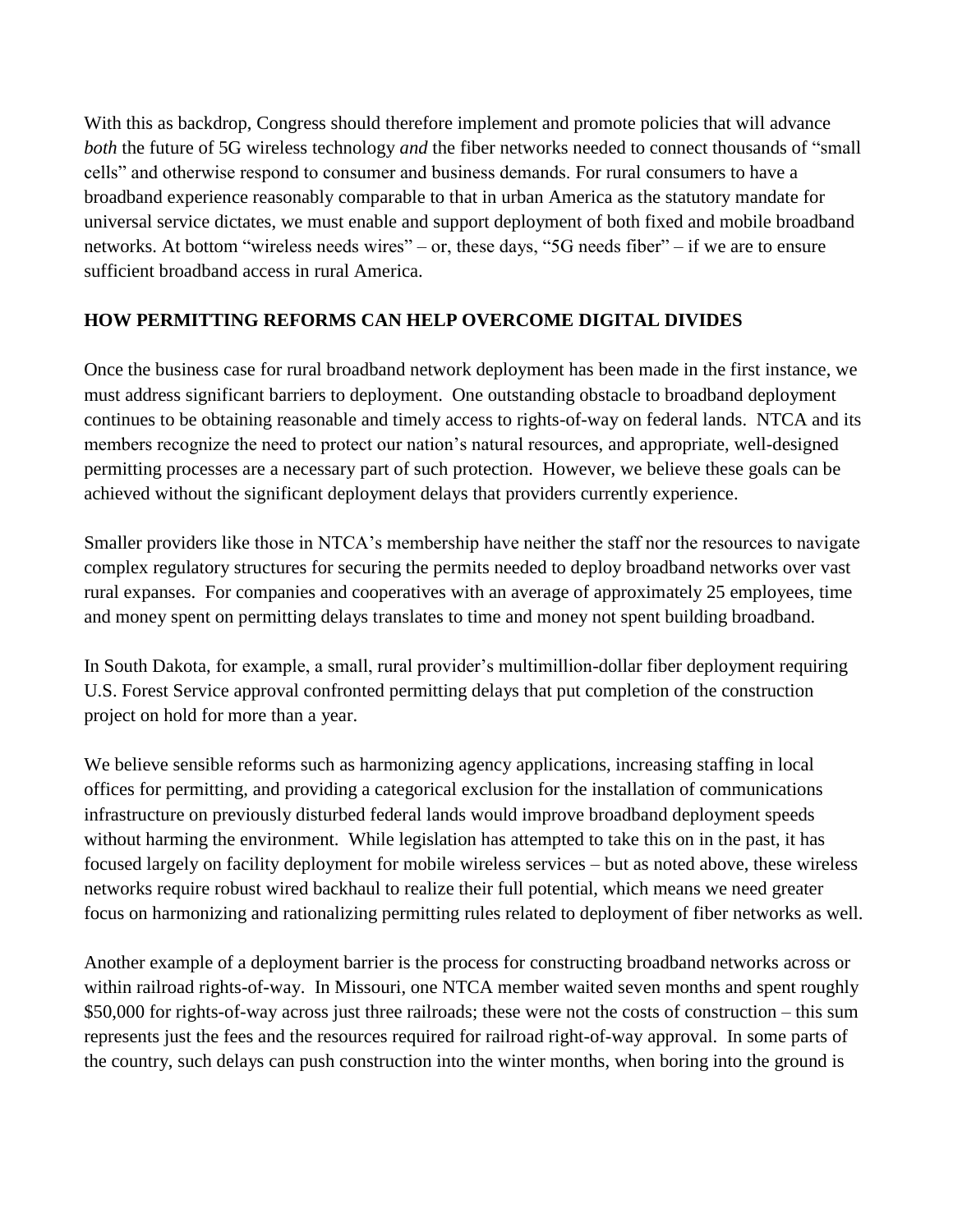With this as backdrop, Congress should therefore implement and promote policies that will advance *both* the future of 5G wireless technology *and* the fiber networks needed to connect thousands of "small cells" and otherwise respond to consumer and business demands. For rural consumers to have a broadband experience reasonably comparable to that in urban America as the statutory mandate for universal service dictates, we must enable and support deployment of both fixed and mobile broadband networks. At bottom "wireless needs wires" – or, these days, "5G needs fiber" – if we are to ensure sufficient broadband access in rural America.

## HOW PERMITTING REFORMS CAN HELP OVERCOME DIGITAL DIVIDES

Once the business case for rural broadband network deployment has been made in the first instance, we must address significant barriers to deployment. One outstanding obstacle to broadband deployment continues to be obtaining reasonable and timely access to rights-of-way on federal lands. NTCA and its members recognize the need to protect our nation's natural resources, and appropriate, well-designed permitting processes are a necessary part of such protection. However, we believe these goals can be achieved without the significant deployment delays that providers currently experience.

Smaller providers like those in NTCA's membership have neither the staff nor the resources to navigate complex regulatory structures for securing the permits needed to deploy broadband networks over vast rural expanses. For companies and cooperatives with an average of approximately 25 employees, time and money spent on permitting delays translates to time and money not spent building broadband.

In South Dakota, for example, a small, rural provider's multimillion-dollar fiber deployment requiring U.S. Forest Service approval confronted permitting delays that put completion of the construction project on hold for more than a year.

We believe sensible reforms such as harmonizing agency applications, increasing staffing in local offices for permitting, and providing a categorical exclusion for the installation of communications infrastructure on previously disturbed federal lands would improve broadband deployment speeds without harming the environment. While legislation has attempted to take this on in the past, it has focused largely on facility deployment for mobile wireless services – but as noted above, these wireless networks require robust wired backhaul to realize their full potential, which means we need greater focus on harmonizing and rationalizing permitting rules related to deployment of fiber networks as well.

Another example of a deployment barrier is the process for constructing broadband networks across or within railroad rights-of-way. In Missouri, one NTCA member waited seven months and spent roughly $50,000 for rights-of-way across just three railroads; these were not the costs of construction – this sum represents just the fees and the resources required for railroad right-of-way approval. In some parts of the country, such delays can push construction into the winter months, when boring into the ground is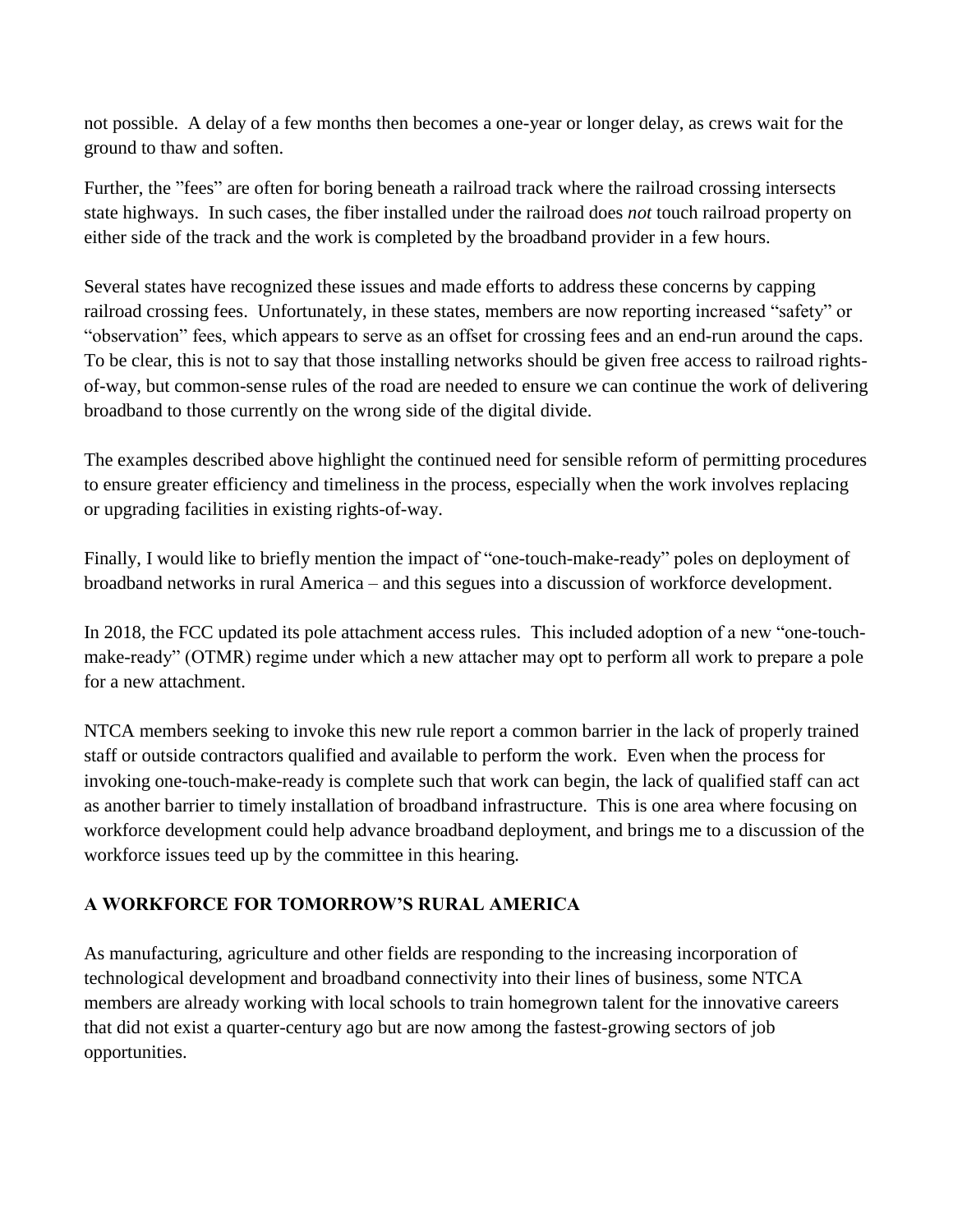not possible. A delay of a few months then becomes a one-year or longer delay, as crews wait for the ground to thaw and soften.

Further, the "fees" are often for boring beneath a railroad track where the railroad crossing intersects state highways. In such cases, the fiber installed under the railroad does *not* touch railroad property on either side of the track and the work is completed by the broadband provider in a few hours.

Several states have recognized these issues and made efforts to address these concerns by capping railroad crossing fees. Unfortunately, in these states, members are now reporting increased "safety" or "observation" fees, which appears to serve as an offset for crossing fees and an end-run around the caps. To be clear, this is not to say that those installing networks should be given free access to railroad rights-of-way, but common-sense rules of the road are needed to ensure we can continue the work of delivering broadband to those currently on the wrong side of the digital divide.

The examples described above highlight the continued need for sensible reform of permitting procedures to ensure greater efficiency and timeliness in the process, especially when the work involves replacing or upgrading facilities in existing rights-of-way.

Finally, I would like to briefly mention the impact of "one-touch-make-ready" poles on deployment of broadband networks in rural America – and this segues into a discussion of workforce development.

In 2018, the FCC updated its pole attachment access rules. This included adoption of a new "one-touch-make-ready" (OTMR) regime under which a new attacher may opt to perform all work to prepare a pole for a new attachment.

NTCA members seeking to invoke this new rule report a common barrier in the lack of properly trained staff or outside contractors qualified and available to perform the work. Even when the process for invoking one-touch-make-ready is complete such that work can begin, the lack of qualified staff can act as another barrier to timely installation of broadband infrastructure. This is one area where focusing on workforce development could help advance broadband deployment, and brings me to a discussion of the workforce issues teed up by the committee in this hearing.

## A WORKFORCE FOR TOMORROW'S RURAL AMERICA

As manufacturing, agriculture and other fields are responding to the increasing incorporation of technological development and broadband connectivity into their lines of business, some NTCA members are already working with local schools to train homegrown talent for the innovative careers that did not exist a quarter-century ago but are now among the fastest-growing sectors of job opportunities.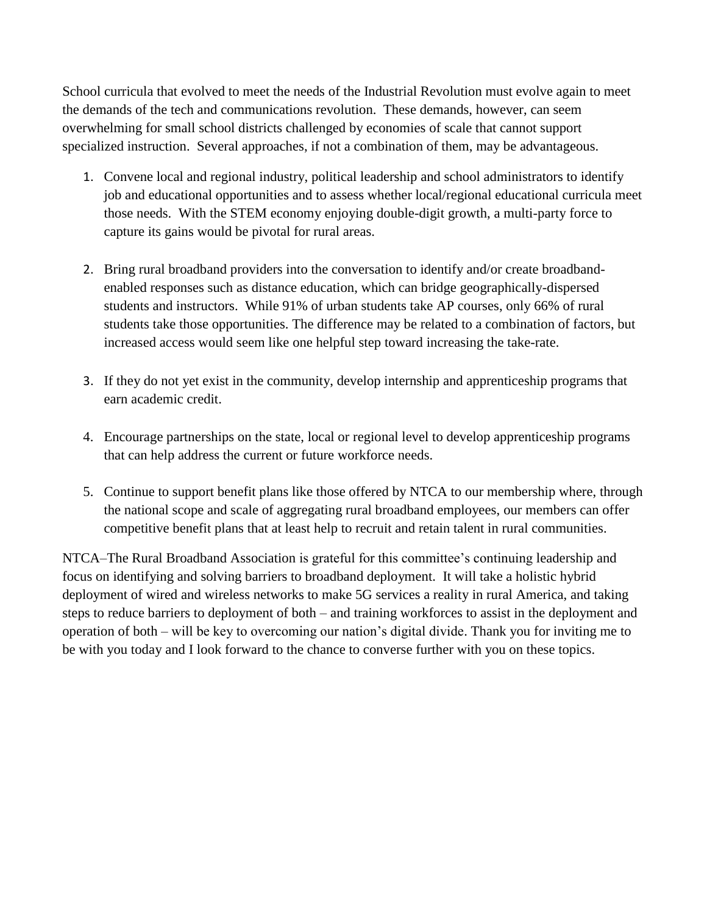School curricula that evolved to meet the needs of the Industrial Revolution must evolve again to meet the demands of the tech and communications revolution. These demands, however, can seem overwhelming for small school districts challenged by economies of scale that cannot support specialized instruction. Several approaches, if not a combination of them, may be advantageous.

1. Convene local and regional industry, political leadership and school administrators to identify job and educational opportunities and to assess whether local/regional educational curricula meet those needs. With the STEM economy enjoying double-digit growth, a multi-party force to capture its gains would be pivotal for rural areas.

2. Bring rural broadband providers into the conversation to identify and/or create broadband-enabled responses such as distance education, which can bridge geographically-dispersed students and instructors. While 91% of urban students take AP courses, only 66% of rural students take those opportunities. The difference may be related to a combination of factors, but increased access would seem like one helpful step toward increasing the take-rate.

3. If they do not yet exist in the community, develop internship and apprenticeship programs that earn academic credit.

4. Encourage partnerships on the state, local or regional level to develop apprenticeship programs that can help address the current or future workforce needs.

5. Continue to support benefit plans like those offered by NTCA to our membership where, through the national scope and scale of aggregating rural broadband employees, our members can offer competitive benefit plans that at least help to recruit and retain talent in rural communities.

NTCA–The Rural Broadband Association is grateful for this committee's continuing leadership and focus on identifying and solving barriers to broadband deployment. It will take a holistic hybrid deployment of wired and wireless networks to make 5G services a reality in rural America, and taking steps to reduce barriers to deployment of both – and training workforces to assist in the deployment and operation of both – will be key to overcoming our nation's digital divide. Thank you for inviting me to be with you today and I look forward to the chance to converse further with you on these topics.